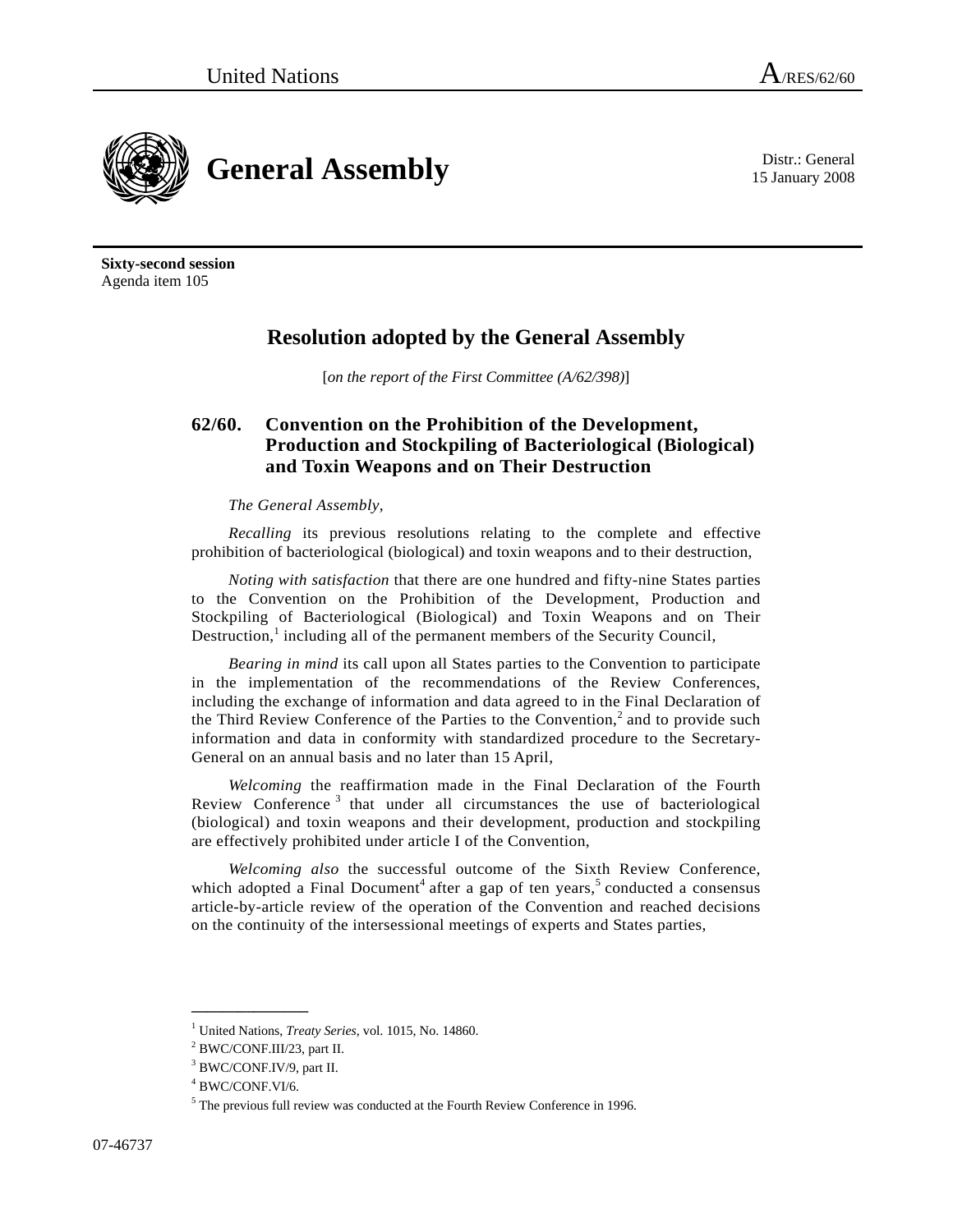United Nations A/RES/62/60

# General Assembly

Distr.: General
15 January 2008

**Sixty-second session**
Agenda item 105

## Resolution adopted by the General Assembly

[*on the report of the First Committee (A/62/398)*]

### 62/60. Convention on the Prohibition of the Development, Production and Stockpiling of Bacteriological (Biological) and Toxin Weapons and on Their Destruction

*The General Assembly*,

*Recalling* its previous resolutions relating to the complete and effective prohibition of bacteriological (biological) and toxin weapons and to their destruction,

*Noting with satisfaction* that there are one hundred and fifty-nine States parties to the Convention on the Prohibition of the Development, Production and Stockpiling of Bacteriological (Biological) and Toxin Weapons and on Their Destruction,[1] including all of the permanent members of the Security Council,

*Bearing in mind* its call upon all States parties to the Convention to participate in the implementation of the recommendations of the Review Conferences, including the exchange of information and data agreed to in the Final Declaration of the Third Review Conference of the Parties to the Convention,[2] and to provide such information and data in conformity with standardized procedure to the Secretary-General on an annual basis and no later than 15 April,

*Welcoming* the reaffirmation made in the Final Declaration of the Fourth Review Conference[3] that under all circumstances the use of bacteriological (biological) and toxin weapons and their development, production and stockpiling are effectively prohibited under article I of the Convention,

*Welcoming also* the successful outcome of the Sixth Review Conference, which adopted a Final Document[4] after a gap of ten years,[5] conducted a consensus article-by-article review of the operation of the Convention and reached decisions on the continuity of the intersessional meetings of experts and States parties,

---

[1] United Nations, *Treaty Series*, vol. 1015, No. 14860.
[2] BWC/CONF.III/23, part II.
[3] BWC/CONF.IV/9, part II.
[4] BWC/CONF.VI/6.
[5] The previous full review was conducted at the Fourth Review Conference in 1996.

07-46737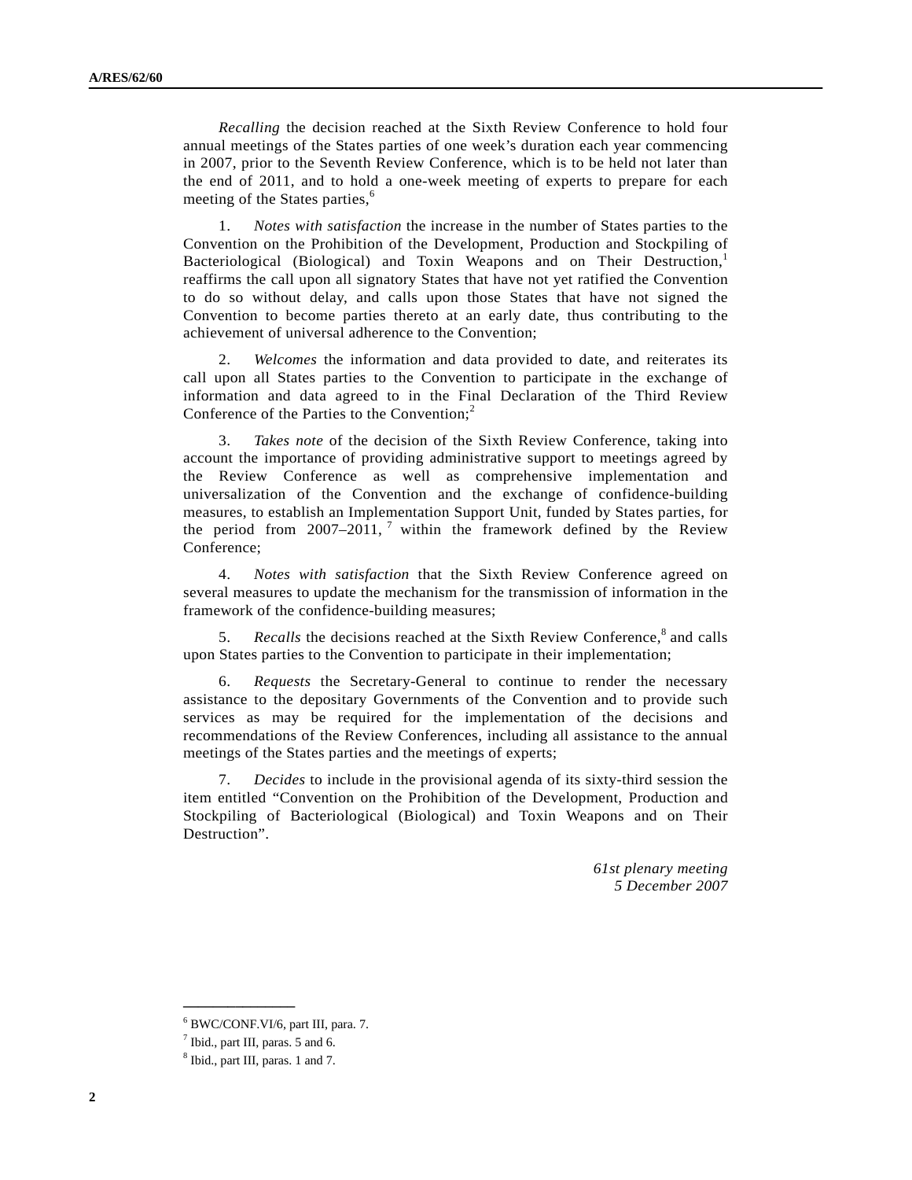*Recalling* the decision reached at the Sixth Review Conference to hold four annual meetings of the States parties of one week's duration each year commencing in 2007, prior to the Seventh Review Conference, which is to be held not later than the end of 2011, and to hold a one-week meeting of experts to prepare for each meeting of the States parties,[6]

1. *Notes with satisfaction* the increase in the number of States parties to the Convention on the Prohibition of the Development, Production and Stockpiling of Bacteriological (Biological) and Toxin Weapons and on Their Destruction,[1] reaffirms the call upon all signatory States that have not yet ratified the Convention to do so without delay, and calls upon those States that have not signed the Convention to become parties thereto at an early date, thus contributing to the achievement of universal adherence to the Convention;

2. *Welcomes* the information and data provided to date, and reiterates its call upon all States parties to the Convention to participate in the exchange of information and data agreed to in the Final Declaration of the Third Review Conference of the Parties to the Convention;[2]

3. *Takes note* of the decision of the Sixth Review Conference, taking into account the importance of providing administrative support to meetings agreed by the Review Conference as well as comprehensive implementation and universalization of the Convention and the exchange of confidence-building measures, to establish an Implementation Support Unit, funded by States parties, for the period from 2007–2011,[7] within the framework defined by the Review Conference;

4. *Notes with satisfaction* that the Sixth Review Conference agreed on several measures to update the mechanism for the transmission of information in the framework of the confidence-building measures;

5. *Recalls* the decisions reached at the Sixth Review Conference,[8] and calls upon States parties to the Convention to participate in their implementation;

6. *Requests* the Secretary-General to continue to render the necessary assistance to the depositary Governments of the Convention and to provide such services as may be required for the implementation of the decisions and recommendations of the Review Conferences, including all assistance to the annual meetings of the States parties and the meetings of experts;

7. *Decides* to include in the provisional agenda of its sixty-third session the item entitled "Convention on the Prohibition of the Development, Production and Stockpiling of Bacteriological (Biological) and Toxin Weapons and on Their Destruction".

*61st plenary meeting*
*5 December 2007*

---

[6] BWC/CONF.VI/6, part III, para. 7.

[7] Ibid., part III, paras. 5 and 6.

[8] Ibid., part III, paras. 1 and 7.